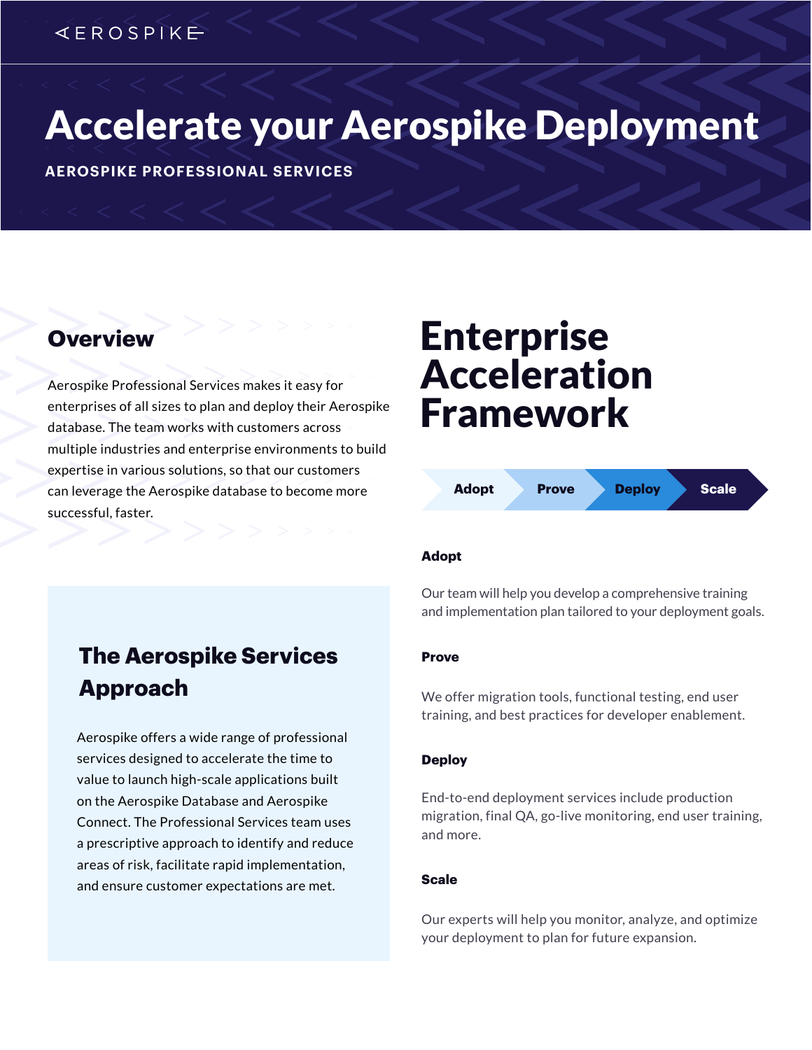AEROSPIKE

# Accelerate your Aerospike Deployment

**AEROSPIKE PROFESSIONAL SERVICES**

## Overview

Aerospike Professional Services makes it easy for enterprises of all sizes to plan and deploy their Aerospike database. The team works with customers across multiple industries and enterprise environments to build expertise in various solutions, so that our customers can leverage the Aerospike database to become more successful, faster.

## The Aerospike Services Approach

Aerospike offers a wide range of professional services designed to accelerate the time to value to launch high-scale applications built on the Aerospike Database and Aerospike Connect. The Professional Services team uses a prescriptive approach to identify and reduce areas of risk, facilitate rapid implementation, and ensure customer expectations are met.

## Enterprise Acceleration Framework

**Adopt** → **Prove** → **Deploy** → **Scale**

### Adopt

Our team will help you develop a comprehensive training and implementation plan tailored to your deployment goals.

### Prove

We offer migration tools, functional testing, end user training, and best practices for developer enablement.

### Deploy

End-to-end deployment services include production migration, final QA, go-live monitoring, end user training, and more.

### Scale

Our experts will help you monitor, analyze, and optimize your deployment to plan for future expansion.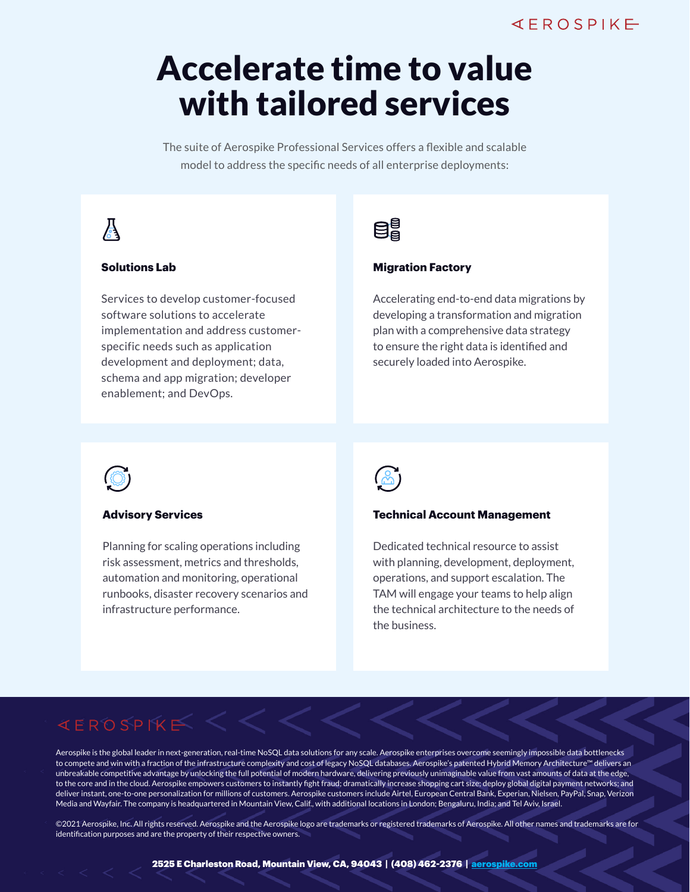# Accelerate time to value with tailored services

The suite of Aerospike Professional Services offers a flexible and scalable model to address the specific needs of all enterprise deployments:

### Solutions Lab

Services to develop customer-focused software solutions to accelerate implementation and address customer-specific needs such as application development and deployment; data, schema and app migration; developer enablement; and DevOps.

### Migration Factory

Accelerating end-to-end data migrations by developing a transformation and migration plan with a comprehensive data strategy to ensure the right data is identified and securely loaded into Aerospike.

### Advisory Services

Planning for scaling operations including risk assessment, metrics and thresholds, automation and monitoring, operational runbooks, disaster recovery scenarios and infrastructure performance.

### Technical Account Management

Dedicated technical resource to assist with planning, development, deployment, operations, and support escalation. The TAM will engage your teams to help align the technical architecture to the needs of the business.

Aerospike is the global leader in next-generation, real-time NoSQL data solutions for any scale. Aerospike enterprises overcome seemingly impossible data bottlenecks to compete and win with a fraction of the infrastructure complexity and cost of legacy NoSQL databases. Aerospike's patented Hybrid Memory Architecture™ delivers an unbreakable competitive advantage by unlocking the full potential of modern hardware, delivering previously unimaginable value from vast amounts of data at the edge, to the core and in the cloud. Aerospike empowers customers to instantly fight fraud; dramatically increase shopping cart size; deploy global digital payment networks; and deliver instant, one-to-one personalization for millions of customers. Aerospike customers include Airtel, European Central Bank, Experian, Nielsen, PayPal, Snap, Verizon Media and Wayfair. The company is headquartered in Mountain View, Calif., with additional locations in London; Bengaluru, India; and Tel Aviv, Israel.

©2021 Aerospike, Inc. All rights reserved. Aerospike and the Aerospike logo are trademarks or registered trademarks of Aerospike. All other names and trademarks are for identification purposes and are the property of their respective owners.

**2525 E Charleston Road, Mountain View, CA, 94043 | (408) 462-2376 | aerospike.com**